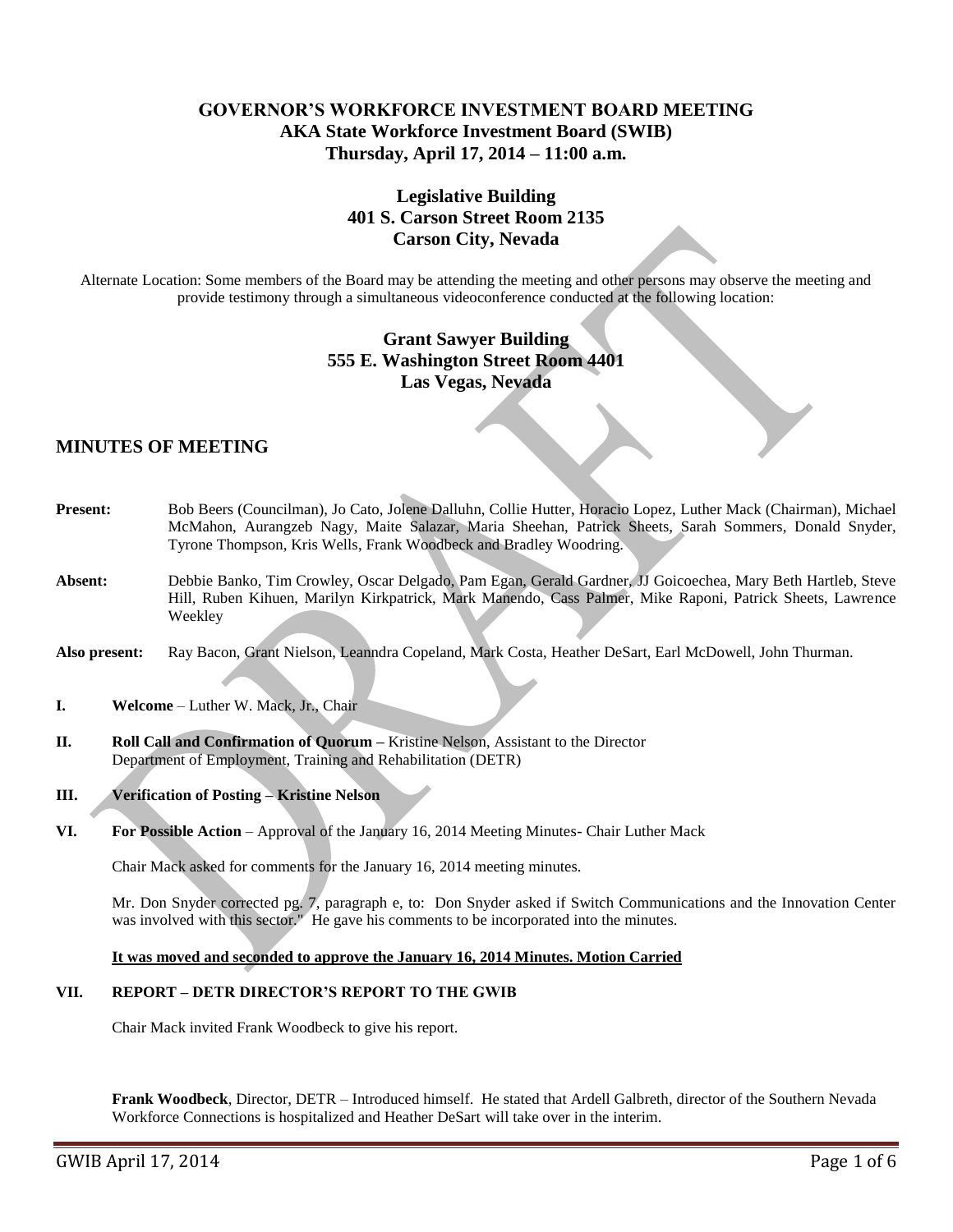**GOVERNOR'S WORKFORCE INVESTMENT BOARD MEETING**
**AKA State Workforce Investment Board (SWIB)**
**Thursday, April 17, 2014 – 11:00 a.m.**

**Legislative Building**
**401 S. Carson Street Room 2135**
**Carson City, Nevada**

Alternate Location: Some members of the Board may be attending the meeting and other persons may observe the meeting and provide testimony through a simultaneous videoconference conducted at the following location:

**Grant Sawyer Building**
**555 E. Washington Street Room 4401**
**Las Vegas, Nevada**

## MINUTES OF MEETING

**Present:** Bob Beers (Councilman), Jo Cato, Jolene Dalluhn, Collie Hutter, Horacio Lopez, Luther Mack (Chairman), Michael McMahon, Aurangzeb Nagy, Maite Salazar, Maria Sheehan, Patrick Sheets, Sarah Sommers, Donald Snyder, Tyrone Thompson, Kris Wells, Frank Woodbeck and Bradley Woodring.

**Absent:** Debbie Banko, Tim Crowley, Oscar Delgado, Pam Egan, Gerald Gardner, JJ Goicoechea, Mary Beth Hartleb, Steve Hill, Ruben Kihuen, Marilyn Kirkpatrick, Mark Manendo, Cass Palmer, Mike Raponi, Patrick Sheets, Lawrence Weekley

**Also present:** Ray Bacon, Grant Nielson, Leanndra Copeland, Mark Costa, Heather DeSart, Earl McDowell, John Thurman.

**I. Welcome** – Luther W. Mack, Jr., Chair

**II. Roll Call and Confirmation of Quorum –** Kristine Nelson, Assistant to the Director Department of Employment, Training and Rehabilitation (DETR)

**III. Verification of Posting – Kristine Nelson**

**VI. For Possible Action** – Approval of the January 16, 2014 Meeting Minutes- Chair Luther Mack

Chair Mack asked for comments for the January 16, 2014 meeting minutes.

Mr. Don Snyder corrected pg. 7, paragraph e, to: Don Snyder asked if Switch Communications and the Innovation Center was involved with this sector." He gave his comments to be incorporated into the minutes.

**It was moved and seconded to approve the January 16, 2014 Minutes. Motion Carried**

**VII. REPORT – DETR DIRECTOR'S REPORT TO THE GWIB**

Chair Mack invited Frank Woodbeck to give his report.

**Frank Woodbeck**, Director, DETR – Introduced himself. He stated that Ardell Galbreth, director of the Southern Nevada Workforce Connections is hospitalized and Heather DeSart will take over in the interim.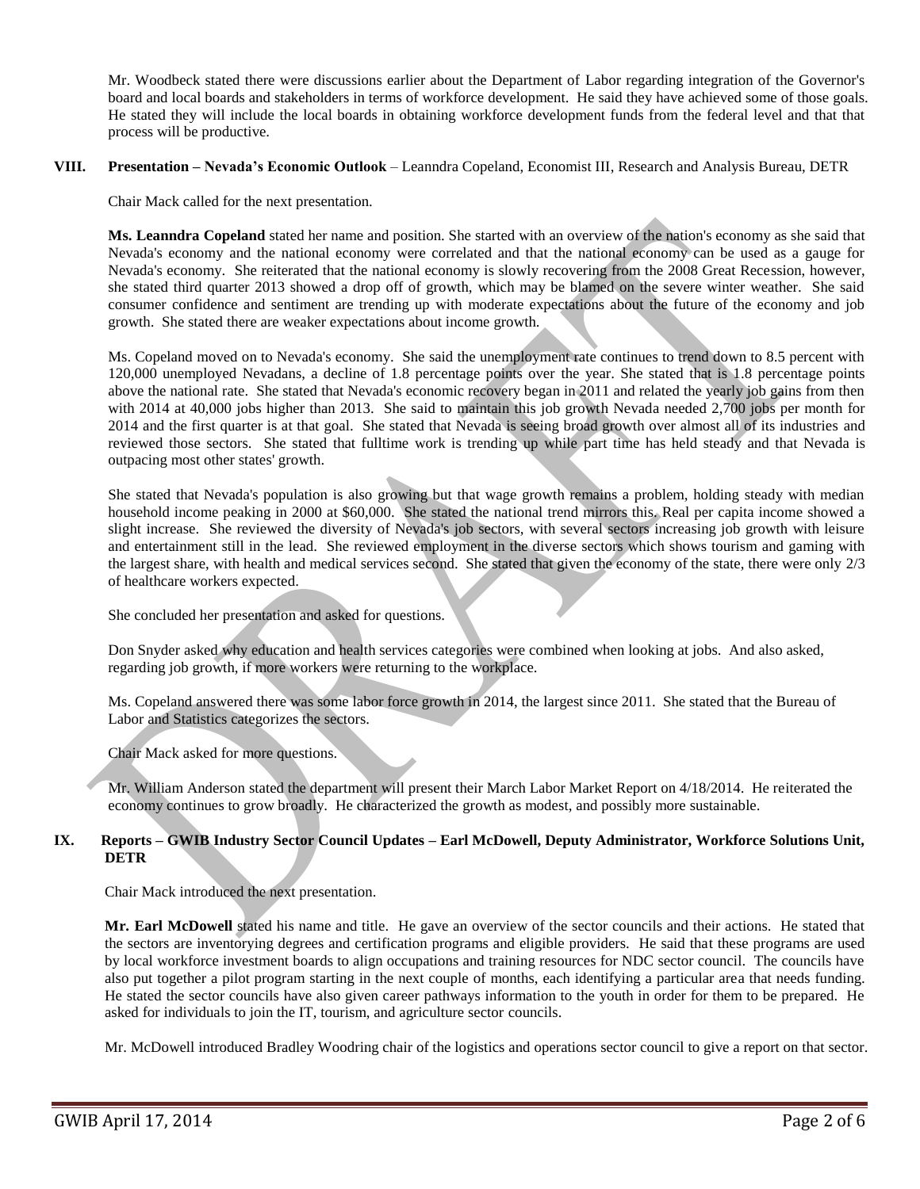Mr. Woodbeck stated there were discussions earlier about the Department of Labor regarding integration of the Governor's board and local boards and stakeholders in terms of workforce development. He said they have achieved some of those goals. He stated they will include the local boards in obtaining workforce development funds from the federal level and that that process will be productive.

## VIII. Presentation – Nevada's Economic Outlook – Leanndra Copeland, Economist III, Research and Analysis Bureau, DETR

Chair Mack called for the next presentation.

**Ms. Leanndra Copeland** stated her name and position. She started with an overview of the nation's economy as she said that Nevada's economy and the national economy were correlated and that the national economy can be used as a gauge for Nevada's economy. She reiterated that the national economy is slowly recovering from the 2008 Great Recession, however, she stated third quarter 2013 showed a drop off of growth, which may be blamed on the severe winter weather. She said consumer confidence and sentiment are trending up with moderate expectations about the future of the economy and job growth. She stated there are weaker expectations about income growth.

Ms. Copeland moved on to Nevada's economy. She said the unemployment rate continues to trend down to 8.5 percent with 120,000 unemployed Nevadans, a decline of 1.8 percentage points over the year. She stated that is 1.8 percentage points above the national rate. She stated that Nevada's economic recovery began in 2011 and related the yearly job gains from then with 2014 at 40,000 jobs higher than 2013. She said to maintain this job growth Nevada needed 2,700 jobs per month for 2014 and the first quarter is at that goal. She stated that Nevada is seeing broad growth over almost all of its industries and reviewed those sectors. She stated that fulltime work is trending up while part time has held steady and that Nevada is outpacing most other states' growth.

She stated that Nevada's population is also growing but that wage growth remains a problem, holding steady with median household income peaking in 2000 at $60,000. She stated the national trend mirrors this. Real per capita income showed a slight increase. She reviewed the diversity of Nevada's job sectors, with several sectors increasing job growth with leisure and entertainment still in the lead. She reviewed employment in the diverse sectors which shows tourism and gaming with the largest share, with health and medical services second. She stated that given the economy of the state, there were only 2/3 of healthcare workers expected.

She concluded her presentation and asked for questions.

Don Snyder asked why education and health services categories were combined when looking at jobs. And also asked, regarding job growth, if more workers were returning to the workplace.

Ms. Copeland answered there was some labor force growth in 2014, the largest since 2011. She stated that the Bureau of Labor and Statistics categorizes the sectors.

Chair Mack asked for more questions.

Mr. William Anderson stated the department will present their March Labor Market Report on 4/18/2014. He reiterated the economy continues to grow broadly. He characterized the growth as modest, and possibly more sustainable.

## IX. Reports – GWIB Industry Sector Council Updates – Earl McDowell, Deputy Administrator, Workforce Solutions Unit, DETR

Chair Mack introduced the next presentation.

**Mr. Earl McDowell** stated his name and title. He gave an overview of the sector councils and their actions. He stated that the sectors are inventorying degrees and certification programs and eligible providers. He said that these programs are used by local workforce investment boards to align occupations and training resources for NDC sector council. The councils have also put together a pilot program starting in the next couple of months, each identifying a particular area that needs funding. He stated the sector councils have also given career pathways information to the youth in order for them to be prepared. He asked for individuals to join the IT, tourism, and agriculture sector councils.

Mr. McDowell introduced Bradley Woodring chair of the logistics and operations sector council to give a report on that sector.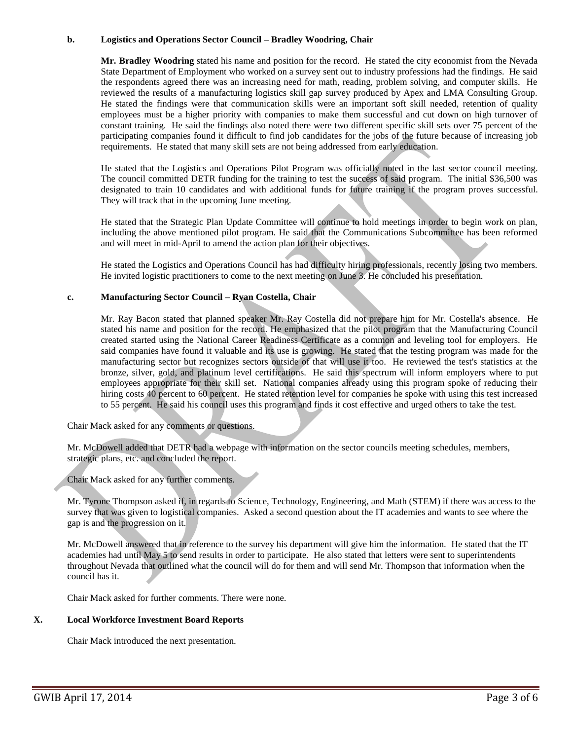**b. Logistics and Operations Sector Council – Bradley Woodring, Chair**

**Mr. Bradley Woodring** stated his name and position for the record. He stated the city economist from the Nevada State Department of Employment who worked on a survey sent out to industry professions had the findings. He said the respondents agreed there was an increasing need for math, reading, problem solving, and computer skills. He reviewed the results of a manufacturing logistics skill gap survey produced by Apex and LMA Consulting Group. He stated the findings were that communication skills were an important soft skill needed, retention of quality employees must be a higher priority with companies to make them successful and cut down on high turnover of constant training. He said the findings also noted there were two different specific skill sets over 75 percent of the participating companies found it difficult to find job candidates for the jobs of the future because of increasing job requirements. He stated that many skill sets are not being addressed from early education.

He stated that the Logistics and Operations Pilot Program was officially noted in the last sector council meeting. The council committed DETR funding for the training to test the success of said program. The initial $36,500 was designated to train 10 candidates and with additional funds for future training if the program proves successful. They will track that in the upcoming June meeting.

He stated that the Strategic Plan Update Committee will continue to hold meetings in order to begin work on plan, including the above mentioned pilot program. He said that the Communications Subcommittee has been reformed and will meet in mid-April to amend the action plan for their objectives.

He stated the Logistics and Operations Council has had difficulty hiring professionals, recently losing two members. He invited logistic practitioners to come to the next meeting on June 3. He concluded his presentation.

**c. Manufacturing Sector Council – Ryan Costella, Chair**

Mr. Ray Bacon stated that planned speaker Mr. Ray Costella did not prepare him for Mr. Costella's absence. He stated his name and position for the record. He emphasized that the pilot program that the Manufacturing Council created started using the National Career Readiness Certificate as a common and leveling tool for employers. He said companies have found it valuable and its use is growing. He stated that the testing program was made for the manufacturing sector but recognizes sectors outside of that will use it too. He reviewed the test's statistics at the bronze, silver, gold, and platinum level certifications. He said this spectrum will inform employers where to put employees appropriate for their skill set. National companies already using this program spoke of reducing their hiring costs 40 percent to 60 percent. He stated retention level for companies he spoke with using this test increased to 55 percent. He said his council uses this program and finds it cost effective and urged others to take the test.

Chair Mack asked for any comments or questions.

Mr. McDowell added that DETR had a webpage with information on the sector councils meeting schedules, members, strategic plans, etc. and concluded the report.

Chair Mack asked for any further comments.

Mr. Tyrone Thompson asked if, in regards to Science, Technology, Engineering, and Math (STEM) if there was access to the survey that was given to logistical companies. Asked a second question about the IT academies and wants to see where the gap is and the progression on it.

Mr. McDowell answered that in reference to the survey his department will give him the information. He stated that the IT academies had until May 5 to send results in order to participate. He also stated that letters were sent to superintendents throughout Nevada that outlined what the council will do for them and will send Mr. Thompson that information when the council has it.

Chair Mack asked for further comments. There were none.

## X. Local Workforce Investment Board Reports

Chair Mack introduced the next presentation.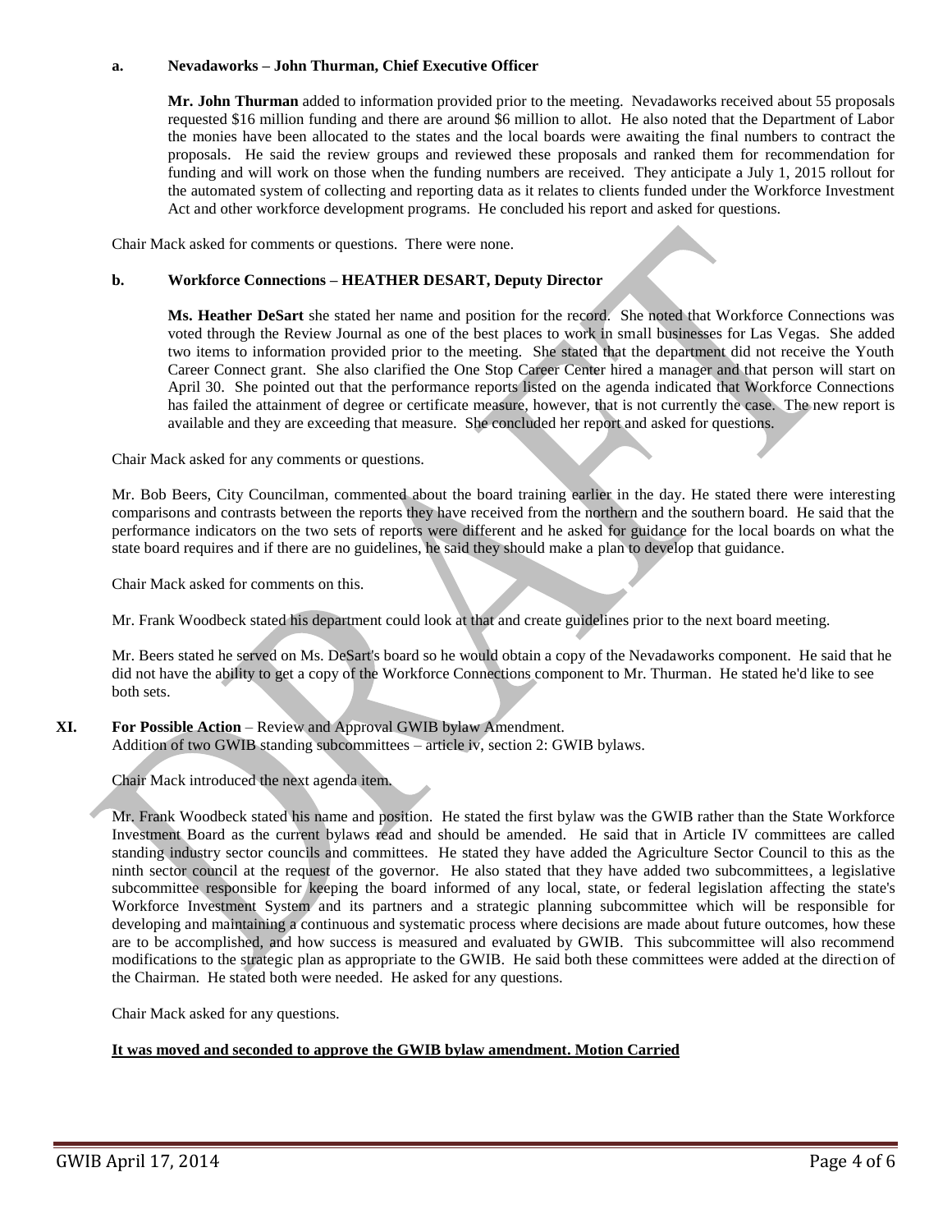**a. Nevadaworks – John Thurman, Chief Executive Officer**

**Mr. John Thurman** added to information provided prior to the meeting. Nevadaworks received about 55 proposals requested $16 million funding and there are around $6 million to allot. He also noted that the Department of Labor the monies have been allocated to the states and the local boards were awaiting the final numbers to contract the proposals. He said the review groups and reviewed these proposals and ranked them for recommendation for funding and will work on those when the funding numbers are received. They anticipate a July 1, 2015 rollout for the automated system of collecting and reporting data as it relates to clients funded under the Workforce Investment Act and other workforce development programs. He concluded his report and asked for questions.

Chair Mack asked for comments or questions. There were none.

**b. Workforce Connections – HEATHER DESART, Deputy Director**

**Ms. Heather DeSart** she stated her name and position for the record. She noted that Workforce Connections was voted through the Review Journal as one of the best places to work in small businesses for Las Vegas. She added two items to information provided prior to the meeting. She stated that the department did not receive the Youth Career Connect grant. She also clarified the One Stop Career Center hired a manager and that person will start on April 30. She pointed out that the performance reports listed on the agenda indicated that Workforce Connections has failed the attainment of degree or certificate measure, however, that is not currently the case. The new report is available and they are exceeding that measure. She concluded her report and asked for questions.

Chair Mack asked for any comments or questions.

Mr. Bob Beers, City Councilman, commented about the board training earlier in the day. He stated there were interesting comparisons and contrasts between the reports they have received from the northern and the southern board. He said that the performance indicators on the two sets of reports were different and he asked for guidance for the local boards on what the state board requires and if there are no guidelines, he said they should make a plan to develop that guidance.

Chair Mack asked for comments on this.

Mr. Frank Woodbeck stated his department could look at that and create guidelines prior to the next board meeting.

Mr. Beers stated he served on Ms. DeSart's board so he would obtain a copy of the Nevadaworks component. He said that he did not have the ability to get a copy of the Workforce Connections component to Mr. Thurman. He stated he'd like to see both sets.

**XI. For Possible Action** – Review and Approval GWIB bylaw Amendment.
Addition of two GWIB standing subcommittees – article iv, section 2: GWIB bylaws.

Chair Mack introduced the next agenda item.

Mr. Frank Woodbeck stated his name and position. He stated the first bylaw was the GWIB rather than the State Workforce Investment Board as the current bylaws read and should be amended. He said that in Article IV committees are called standing industry sector councils and committees. He stated they have added the Agriculture Sector Council to this as the ninth sector council at the request of the governor. He also stated that they have added two subcommittees, a legislative subcommittee responsible for keeping the board informed of any local, state, or federal legislation affecting the state's Workforce Investment System and its partners and a strategic planning subcommittee which will be responsible for developing and maintaining a continuous and systematic process where decisions are made about future outcomes, how these are to be accomplished, and how success is measured and evaluated by GWIB. This subcommittee will also recommend modifications to the strategic plan as appropriate to the GWIB. He said both these committees were added at the direction of the Chairman. He stated both were needed. He asked for any questions.

Chair Mack asked for any questions.

**It was moved and seconded to approve the GWIB bylaw amendment. Motion Carried**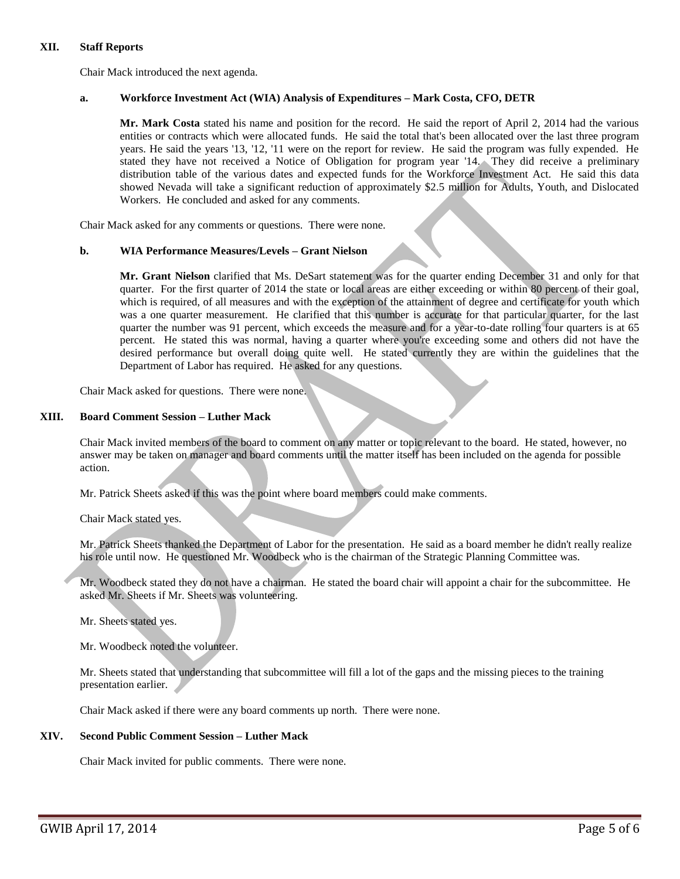## XII. Staff Reports

Chair Mack introduced the next agenda.

### a. Workforce Investment Act (WIA) Analysis of Expenditures – Mark Costa, CFO, DETR

**Mr. Mark Costa** stated his name and position for the record. He said the report of April 2, 2014 had the various entities or contracts which were allocated funds. He said the total that's been allocated over the last three program years. He said the years '13, '12, '11 were on the report for review. He said the program was fully expended. He stated they have not received a Notice of Obligation for program year '14. They did receive a preliminary distribution table of the various dates and expected funds for the Workforce Investment Act. He said this data showed Nevada will take a significant reduction of approximately $2.5 million for Adults, Youth, and Dislocated Workers. He concluded and asked for any comments.

Chair Mack asked for any comments or questions. There were none.

### b. WIA Performance Measures/Levels – Grant Nielson

**Mr. Grant Nielson** clarified that Ms. DeSart statement was for the quarter ending December 31 and only for that quarter. For the first quarter of 2014 the state or local areas are either exceeding or within 80 percent of their goal, which is required, of all measures and with the exception of the attainment of degree and certificate for youth which was a one quarter measurement. He clarified that this number is accurate for that particular quarter, for the last quarter the number was 91 percent, which exceeds the measure and for a year-to-date rolling four quarters is at 65 percent. He stated this was normal, having a quarter where you're exceeding some and others did not have the desired performance but overall doing quite well. He stated currently they are within the guidelines that the Department of Labor has required. He asked for any questions.

Chair Mack asked for questions. There were none.

## XIII. Board Comment Session – Luther Mack

Chair Mack invited members of the board to comment on any matter or topic relevant to the board. He stated, however, no answer may be taken on manager and board comments until the matter itself has been included on the agenda for possible action.

Mr. Patrick Sheets asked if this was the point where board members could make comments.

Chair Mack stated yes.

Mr. Patrick Sheets thanked the Department of Labor for the presentation. He said as a board member he didn't really realize his role until now. He questioned Mr. Woodbeck who is the chairman of the Strategic Planning Committee was.

Mr. Woodbeck stated they do not have a chairman. He stated the board chair will appoint a chair for the subcommittee. He asked Mr. Sheets if Mr. Sheets was volunteering.

Mr. Sheets stated yes.

Mr. Woodbeck noted the volunteer.

Mr. Sheets stated that understanding that subcommittee will fill a lot of the gaps and the missing pieces to the training presentation earlier.

Chair Mack asked if there were any board comments up north. There were none.

## XIV. Second Public Comment Session – Luther Mack

Chair Mack invited for public comments. There were none.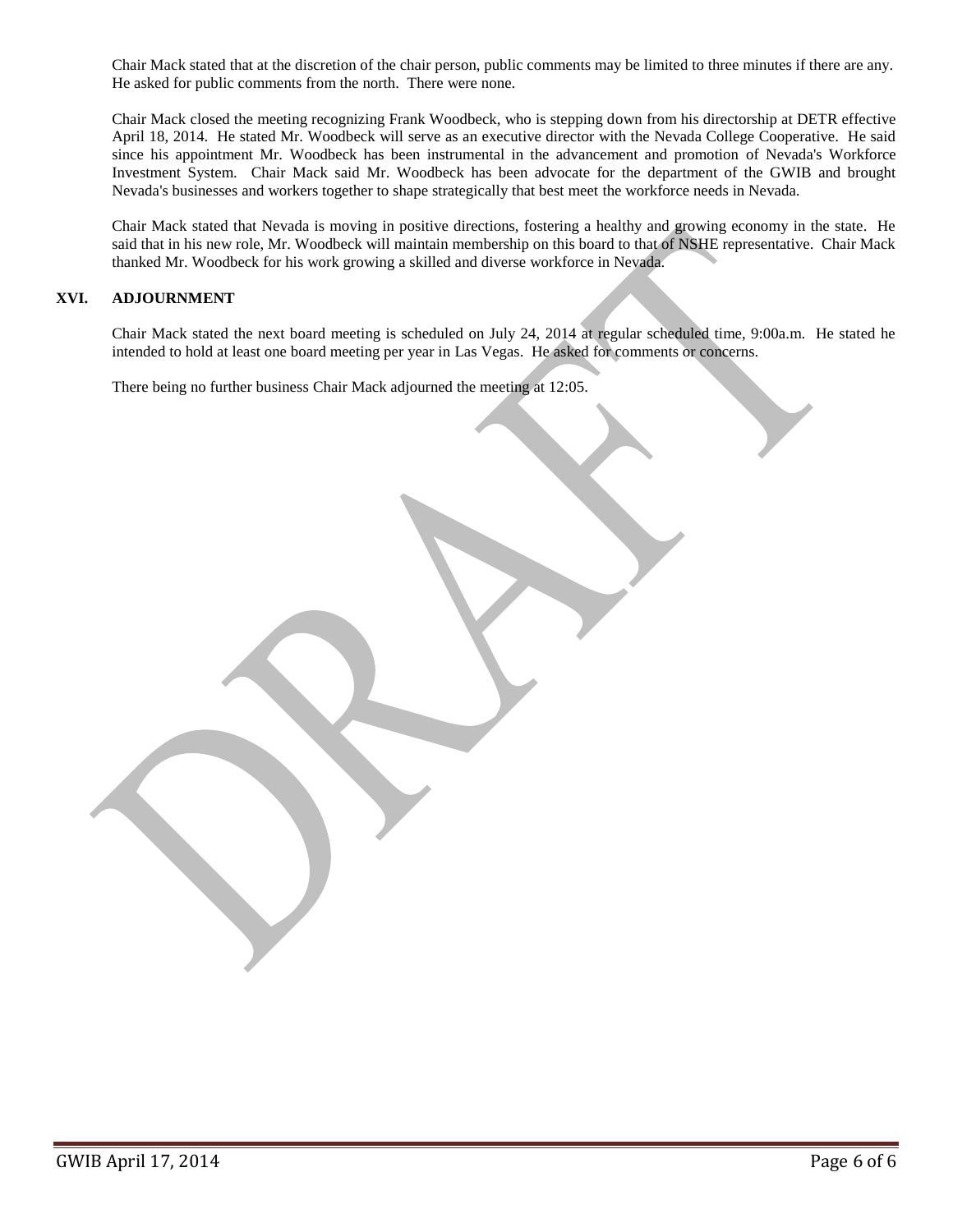Chair Mack stated that at the discretion of the chair person, public comments may be limited to three minutes if there are any. He asked for public comments from the north. There were none.

Chair Mack closed the meeting recognizing Frank Woodbeck, who is stepping down from his directorship at DETR effective April 18, 2014. He stated Mr. Woodbeck will serve as an executive director with the Nevada College Cooperative. He said since his appointment Mr. Woodbeck has been instrumental in the advancement and promotion of Nevada's Workforce Investment System. Chair Mack said Mr. Woodbeck has been advocate for the department of the GWIB and brought Nevada's businesses and workers together to shape strategically that best meet the workforce needs in Nevada.

Chair Mack stated that Nevada is moving in positive directions, fostering a healthy and growing economy in the state. He said that in his new role, Mr. Woodbeck will maintain membership on this board to that of NSHE representative. Chair Mack thanked Mr. Woodbeck for his work growing a skilled and diverse workforce in Nevada.

## XVI. ADJOURNMENT

Chair Mack stated the next board meeting is scheduled on July 24, 2014 at regular scheduled time, 9:00a.m. He stated he intended to hold at least one board meeting per year in Las Vegas. He asked for comments or concerns.

There being no further business Chair Mack adjourned the meeting at 12:05.